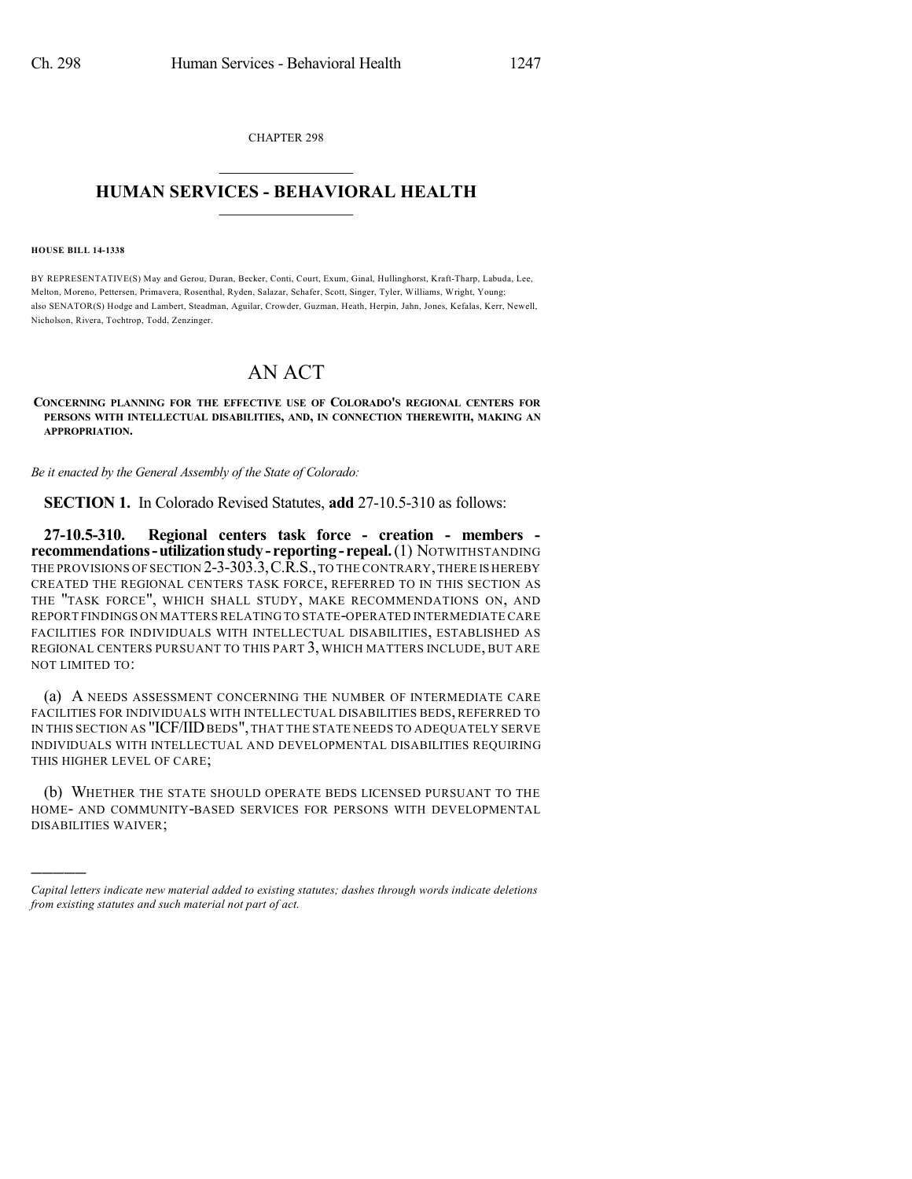CHAPTER 298

# HUMAN SERVICES - BEHAVIORAL HEALTH

**HOUSE BILL 14-1338**

BY REPRESENTATIVE(S) May and Gerou, Duran, Becker, Conti, Court, Exum, Ginal, Hullinghorst, Kraft-Tharp, Labuda, Lee, Melton, Moreno, Pettersen, Primavera, Rosenthal, Ryden, Salazar, Schafer, Scott, Singer, Tyler, Williams, Wright, Young; also SENATOR(S) Hodge and Lambert, Steadman, Aguilar, Crowder, Guzman, Heath, Herpin, Jahn, Jones, Kefalas, Kerr, Newell, Nicholson, Rivera, Tochtrop, Todd, Zenzinger.

# AN ACT

**CONCERNING PLANNING FOR THE EFFECTIVE USE OF COLORADO'S REGIONAL CENTERS FOR PERSONS WITH INTELLECTUAL DISABILITIES, AND, IN CONNECTION THEREWITH, MAKING AN APPROPRIATION.**

*Be it enacted by the General Assembly of the State of Colorado:*

**SECTION 1.** In Colorado Revised Statutes, **add** 27-10.5-310 as follows:

**27-10.5-310. Regional centers task force - creation - members - recommendations - utilization study - reporting - repeal.** (1) NOTWITHSTANDING THE PROVISIONS OF SECTION 2-3-303.3, C.R.S., TO THE CONTRARY, THERE IS HEREBY CREATED THE REGIONAL CENTERS TASK FORCE, REFERRED TO IN THIS SECTION AS THE "TASK FORCE", WHICH SHALL STUDY, MAKE RECOMMENDATIONS ON, AND REPORT FINDINGS ON MATTERS RELATING TO STATE-OPERATED INTERMEDIATE CARE FACILITIES FOR INDIVIDUALS WITH INTELLECTUAL DISABILITIES, ESTABLISHED AS REGIONAL CENTERS PURSUANT TO THIS PART 3, WHICH MATTERS INCLUDE, BUT ARE NOT LIMITED TO:

(a) A NEEDS ASSESSMENT CONCERNING THE NUMBER OF INTERMEDIATE CARE FACILITIES FOR INDIVIDUALS WITH INTELLECTUAL DISABILITIES BEDS, REFERRED TO IN THIS SECTION AS "ICF/IID BEDS", THAT THE STATE NEEDS TO ADEQUATELY SERVE INDIVIDUALS WITH INTELLECTUAL AND DEVELOPMENTAL DISABILITIES REQUIRING THIS HIGHER LEVEL OF CARE;

(b) WHETHER THE STATE SHOULD OPERATE BEDS LICENSED PURSUANT TO THE HOME- AND COMMUNITY-BASED SERVICES FOR PERSONS WITH DEVELOPMENTAL DISABILITIES WAIVER;

---

*Capital letters indicate new material added to existing statutes; dashes through words indicate deletions from existing statutes and such material not part of act.*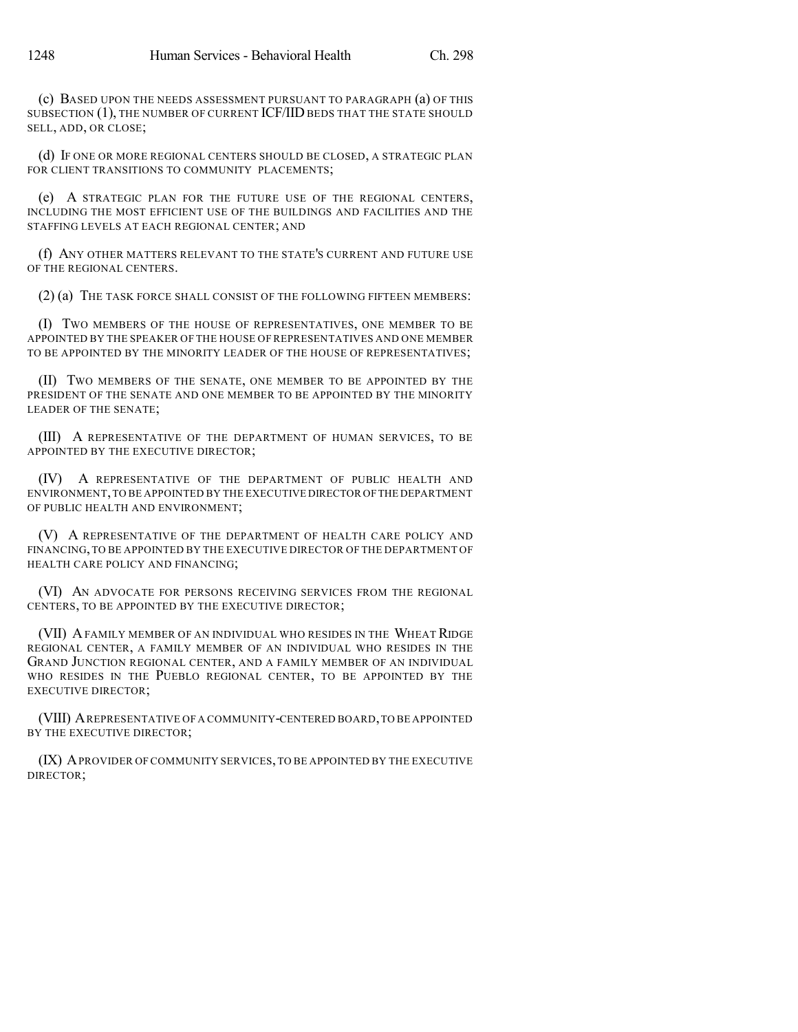(c) BASED UPON THE NEEDS ASSESSMENT PURSUANT TO PARAGRAPH (a) OF THIS SUBSECTION (1), THE NUMBER OF CURRENT ICF/IID BEDS THAT THE STATE SHOULD SELL, ADD, OR CLOSE;

(d) IF ONE OR MORE REGIONAL CENTERS SHOULD BE CLOSED, A STRATEGIC PLAN FOR CLIENT TRANSITIONS TO COMMUNITY PLACEMENTS;

(e) A STRATEGIC PLAN FOR THE FUTURE USE OF THE REGIONAL CENTERS, INCLUDING THE MOST EFFICIENT USE OF THE BUILDINGS AND FACILITIES AND THE STAFFING LEVELS AT EACH REGIONAL CENTER; AND

(f) ANY OTHER MATTERS RELEVANT TO THE STATE'S CURRENT AND FUTURE USE OF THE REGIONAL CENTERS.

(2) (a) THE TASK FORCE SHALL CONSIST OF THE FOLLOWING FIFTEEN MEMBERS:

(I) TWO MEMBERS OF THE HOUSE OF REPRESENTATIVES, ONE MEMBER TO BE APPOINTED BY THE SPEAKER OF THE HOUSE OF REPRESENTATIVES AND ONE MEMBER TO BE APPOINTED BY THE MINORITY LEADER OF THE HOUSE OF REPRESENTATIVES;

(II) TWO MEMBERS OF THE SENATE, ONE MEMBER TO BE APPOINTED BY THE PRESIDENT OF THE SENATE AND ONE MEMBER TO BE APPOINTED BY THE MINORITY LEADER OF THE SENATE;

(III) A REPRESENTATIVE OF THE DEPARTMENT OF HUMAN SERVICES, TO BE APPOINTED BY THE EXECUTIVE DIRECTOR;

(IV) A REPRESENTATIVE OF THE DEPARTMENT OF PUBLIC HEALTH AND ENVIRONMENT, TO BE APPOINTED BY THE EXECUTIVE DIRECTOR OF THE DEPARTMENT OF PUBLIC HEALTH AND ENVIRONMENT;

(V) A REPRESENTATIVE OF THE DEPARTMENT OF HEALTH CARE POLICY AND FINANCING, TO BE APPOINTED BY THE EXECUTIVE DIRECTOR OF THE DEPARTMENT OF HEALTH CARE POLICY AND FINANCING;

(VI) AN ADVOCATE FOR PERSONS RECEIVING SERVICES FROM THE REGIONAL CENTERS, TO BE APPOINTED BY THE EXECUTIVE DIRECTOR;

(VII) A FAMILY MEMBER OF AN INDIVIDUAL WHO RESIDES IN THE WHEAT RIDGE REGIONAL CENTER, A FAMILY MEMBER OF AN INDIVIDUAL WHO RESIDES IN THE GRAND JUNCTION REGIONAL CENTER, AND A FAMILY MEMBER OF AN INDIVIDUAL WHO RESIDES IN THE PUEBLO REGIONAL CENTER, TO BE APPOINTED BY THE EXECUTIVE DIRECTOR;

(VIII) A REPRESENTATIVE OF A COMMUNITY-CENTERED BOARD, TO BE APPOINTED BY THE EXECUTIVE DIRECTOR;

(IX) A PROVIDER OF COMMUNITY SERVICES, TO BE APPOINTED BY THE EXECUTIVE DIRECTOR;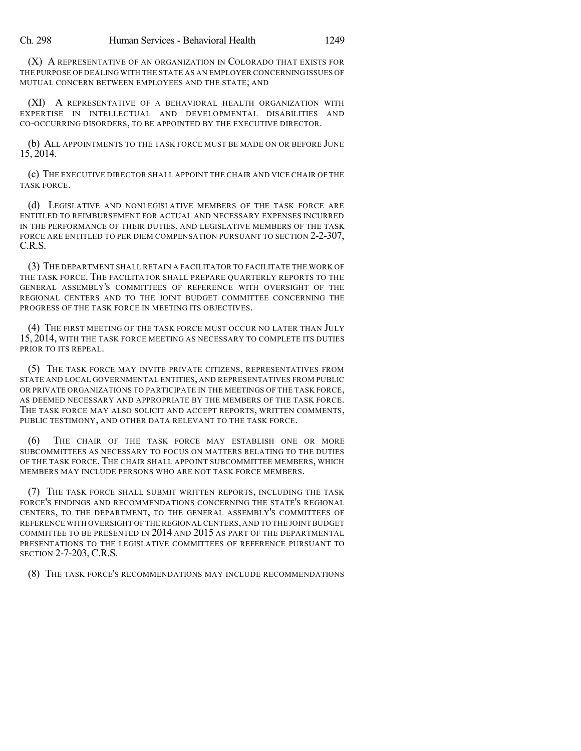(X) A REPRESENTATIVE OF AN ORGANIZATION IN COLORADO THAT EXISTS FOR THE PURPOSE OF DEALING WITH THE STATE AS AN EMPLOYER CONCERNING ISSUES OF MUTUAL CONCERN BETWEEN EMPLOYEES AND THE STATE; AND

(XI) A REPRESENTATIVE OF A BEHAVIORAL HEALTH ORGANIZATION WITH EXPERTISE IN INTELLECTUAL AND DEVELOPMENTAL DISABILITIES AND CO-OCCURRING DISORDERS, TO BE APPOINTED BY THE EXECUTIVE DIRECTOR.

(b) ALL APPOINTMENTS TO THE TASK FORCE MUST BE MADE ON OR BEFORE JUNE 15, 2014.

(c) THE EXECUTIVE DIRECTOR SHALL APPOINT THE CHAIR AND VICE CHAIR OF THE TASK FORCE.

(d) LEGISLATIVE AND NONLEGISLATIVE MEMBERS OF THE TASK FORCE ARE ENTITLED TO REIMBURSEMENT FOR ACTUAL AND NECESSARY EXPENSES INCURRED IN THE PERFORMANCE OF THEIR DUTIES, AND LEGISLATIVE MEMBERS OF THE TASK FORCE ARE ENTITLED TO PER DIEM COMPENSATION PURSUANT TO SECTION 2-2-307, C.R.S.

(3) THE DEPARTMENT SHALL RETAIN A FACILITATOR TO FACILITATE THE WORK OF THE TASK FORCE. THE FACILITATOR SHALL PREPARE QUARTERLY REPORTS TO THE GENERAL ASSEMBLY'S COMMITTEES OF REFERENCE WITH OVERSIGHT OF THE REGIONAL CENTERS AND TO THE JOINT BUDGET COMMITTEE CONCERNING THE PROGRESS OF THE TASK FORCE IN MEETING ITS OBJECTIVES.

(4) THE FIRST MEETING OF THE TASK FORCE MUST OCCUR NO LATER THAN JULY 15, 2014, WITH THE TASK FORCE MEETING AS NECESSARY TO COMPLETE ITS DUTIES PRIOR TO ITS REPEAL.

(5) THE TASK FORCE MAY INVITE PRIVATE CITIZENS, REPRESENTATIVES FROM STATE AND LOCAL GOVERNMENTAL ENTITIES, AND REPRESENTATIVES FROM PUBLIC OR PRIVATE ORGANIZATIONS TO PARTICIPATE IN THE MEETINGS OF THE TASK FORCE, AS DEEMED NECESSARY AND APPROPRIATE BY THE MEMBERS OF THE TASK FORCE. THE TASK FORCE MAY ALSO SOLICIT AND ACCEPT REPORTS, WRITTEN COMMENTS, PUBLIC TESTIMONY, AND OTHER DATA RELEVANT TO THE TASK FORCE.

(6) THE CHAIR OF THE TASK FORCE MAY ESTABLISH ONE OR MORE SUBCOMMITTEES AS NECESSARY TO FOCUS ON MATTERS RELATING TO THE DUTIES OF THE TASK FORCE. THE CHAIR SHALL APPOINT SUBCOMMITTEE MEMBERS, WHICH MEMBERS MAY INCLUDE PERSONS WHO ARE NOT TASK FORCE MEMBERS.

(7) THE TASK FORCE SHALL SUBMIT WRITTEN REPORTS, INCLUDING THE TASK FORCE'S FINDINGS AND RECOMMENDATIONS CONCERNING THE STATE'S REGIONAL CENTERS, TO THE DEPARTMENT, TO THE GENERAL ASSEMBLY'S COMMITTEES OF REFERENCE WITH OVERSIGHT OF THE REGIONAL CENTERS, AND TO THE JOINT BUDGET COMMITTEE TO BE PRESENTED IN 2014 AND 2015 AS PART OF THE DEPARTMENTAL PRESENTATIONS TO THE LEGISLATIVE COMMITTEES OF REFERENCE PURSUANT TO SECTION 2-7-203, C.R.S.

(8) THE TASK FORCE'S RECOMMENDATIONS MAY INCLUDE RECOMMENDATIONS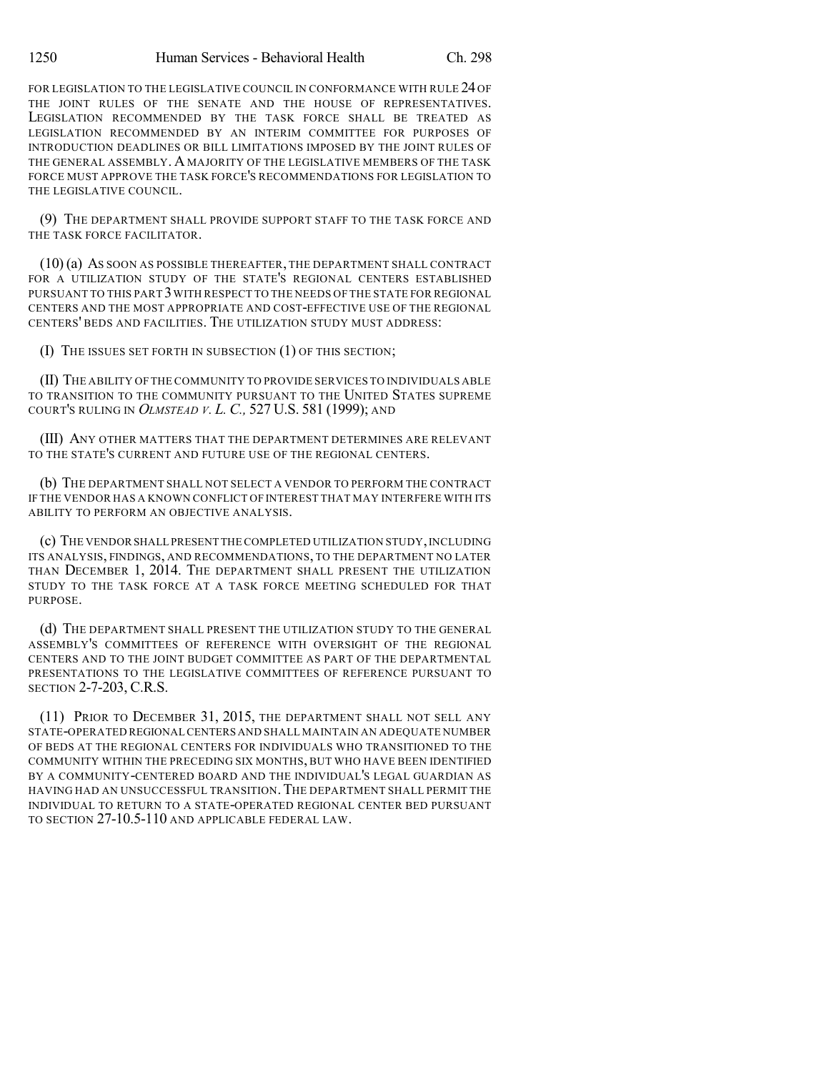FOR LEGISLATION TO THE LEGISLATIVE COUNCIL IN CONFORMANCE WITH RULE 24 OF THE JOINT RULES OF THE SENATE AND THE HOUSE OF REPRESENTATIVES. LEGISLATION RECOMMENDED BY THE TASK FORCE SHALL BE TREATED AS LEGISLATION RECOMMENDED BY AN INTERIM COMMITTEE FOR PURPOSES OF INTRODUCTION DEADLINES OR BILL LIMITATIONS IMPOSED BY THE JOINT RULES OF THE GENERAL ASSEMBLY. A MAJORITY OF THE LEGISLATIVE MEMBERS OF THE TASK FORCE MUST APPROVE THE TASK FORCE'S RECOMMENDATIONS FOR LEGISLATION TO THE LEGISLATIVE COUNCIL.

(9) THE DEPARTMENT SHALL PROVIDE SUPPORT STAFF TO THE TASK FORCE AND THE TASK FORCE FACILITATOR.

(10) (a) AS SOON AS POSSIBLE THEREAFTER, THE DEPARTMENT SHALL CONTRACT FOR A UTILIZATION STUDY OF THE STATE'S REGIONAL CENTERS ESTABLISHED PURSUANT TO THIS PART 3 WITH RESPECT TO THE NEEDS OF THE STATE FOR REGIONAL CENTERS AND THE MOST APPROPRIATE AND COST-EFFECTIVE USE OF THE REGIONAL CENTERS' BEDS AND FACILITIES. THE UTILIZATION STUDY MUST ADDRESS:

(I) THE ISSUES SET FORTH IN SUBSECTION (1) OF THIS SECTION;

(II) THE ABILITY OF THE COMMUNITY TO PROVIDE SERVICES TO INDIVIDUALS ABLE TO TRANSITION TO THE COMMUNITY PURSUANT TO THE UNITED STATES SUPREME COURT'S RULING IN *OLMSTEAD V. L. C.,* 527 U.S. 581 (1999); AND

(III) ANY OTHER MATTERS THAT THE DEPARTMENT DETERMINES ARE RELEVANT TO THE STATE'S CURRENT AND FUTURE USE OF THE REGIONAL CENTERS.

(b) THE DEPARTMENT SHALL NOT SELECT A VENDOR TO PERFORM THE CONTRACT IF THE VENDOR HAS A KNOWN CONFLICT OF INTEREST THAT MAY INTERFERE WITH ITS ABILITY TO PERFORM AN OBJECTIVE ANALYSIS.

(c) THE VENDOR SHALL PRESENT THE COMPLETED UTILIZATION STUDY, INCLUDING ITS ANALYSIS, FINDINGS, AND RECOMMENDATIONS, TO THE DEPARTMENT NO LATER THAN DECEMBER 1, 2014. THE DEPARTMENT SHALL PRESENT THE UTILIZATION STUDY TO THE TASK FORCE AT A TASK FORCE MEETING SCHEDULED FOR THAT PURPOSE.

(d) THE DEPARTMENT SHALL PRESENT THE UTILIZATION STUDY TO THE GENERAL ASSEMBLY'S COMMITTEES OF REFERENCE WITH OVERSIGHT OF THE REGIONAL CENTERS AND TO THE JOINT BUDGET COMMITTEE AS PART OF THE DEPARTMENTAL PRESENTATIONS TO THE LEGISLATIVE COMMITTEES OF REFERENCE PURSUANT TO SECTION 2-7-203, C.R.S.

(11) PRIOR TO DECEMBER 31, 2015, THE DEPARTMENT SHALL NOT SELL ANY STATE-OPERATED REGIONAL CENTERS AND SHALL MAINTAIN AN ADEQUATE NUMBER OF BEDS AT THE REGIONAL CENTERS FOR INDIVIDUALS WHO TRANSITIONED TO THE COMMUNITY WITHIN THE PRECEDING SIX MONTHS, BUT WHO HAVE BEEN IDENTIFIED BY A COMMUNITY-CENTERED BOARD AND THE INDIVIDUAL'S LEGAL GUARDIAN AS HAVING HAD AN UNSUCCESSFUL TRANSITION. THE DEPARTMENT SHALL PERMIT THE INDIVIDUAL TO RETURN TO A STATE-OPERATED REGIONAL CENTER BED PURSUANT TO SECTION 27-10.5-110 AND APPLICABLE FEDERAL LAW.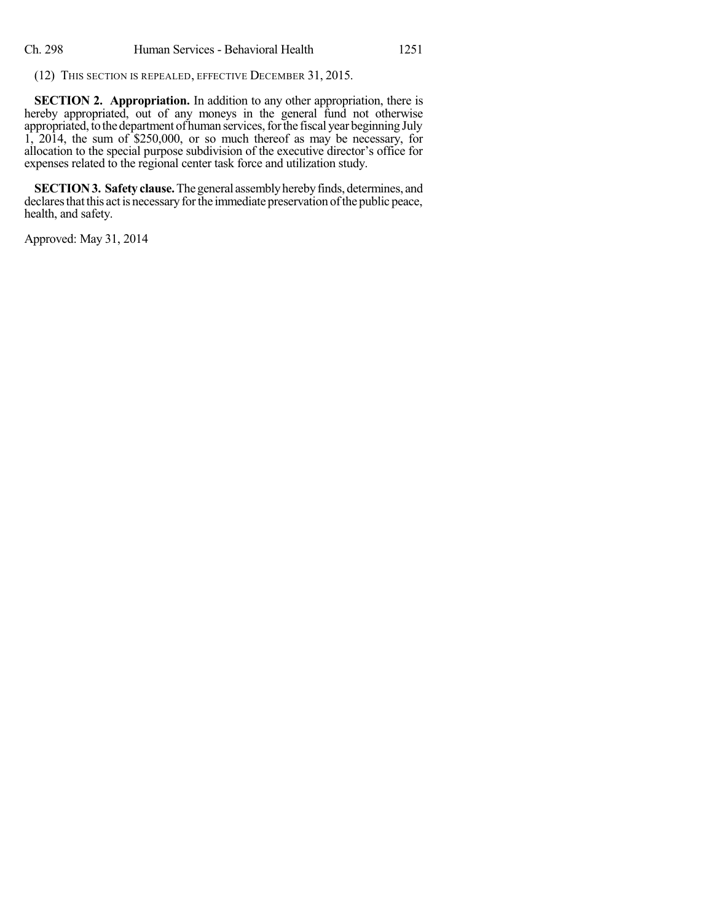(12) THIS SECTION IS REPEALED, EFFECTIVE DECEMBER 31, 2015.

**SECTION 2. Appropriation.** In addition to any other appropriation, there is hereby appropriated, out of any moneys in the general fund not otherwise appropriated, to the department of human services, for the fiscal year beginning July 1, 2014, the sum of $250,000, or so much thereof as may be necessary, for allocation to the special purpose subdivision of the executive director's office for expenses related to the regional center task force and utilization study.

**SECTION 3. Safety clause.** The general assembly hereby finds, determines, and declares that this act is necessary for the immediate preservation of the public peace, health, and safety.

Approved: May 31, 2014